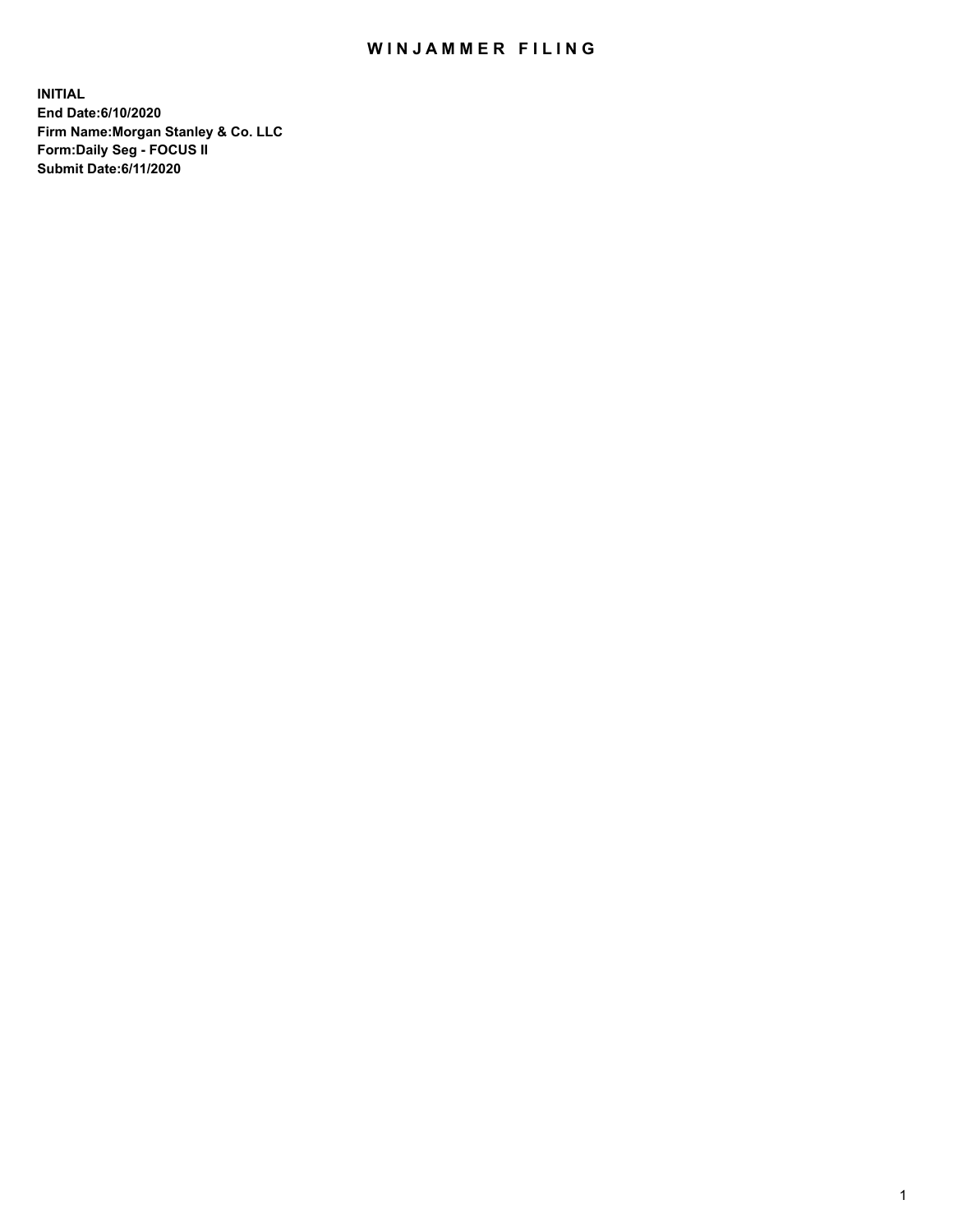# WINJAMMER FILING

**INITIAL**
**End Date:6/10/2020**
**Firm Name:Morgan Stanley & Co. LLC**
**Form:Daily Seg - FOCUS II**
**Submit Date:6/11/2020**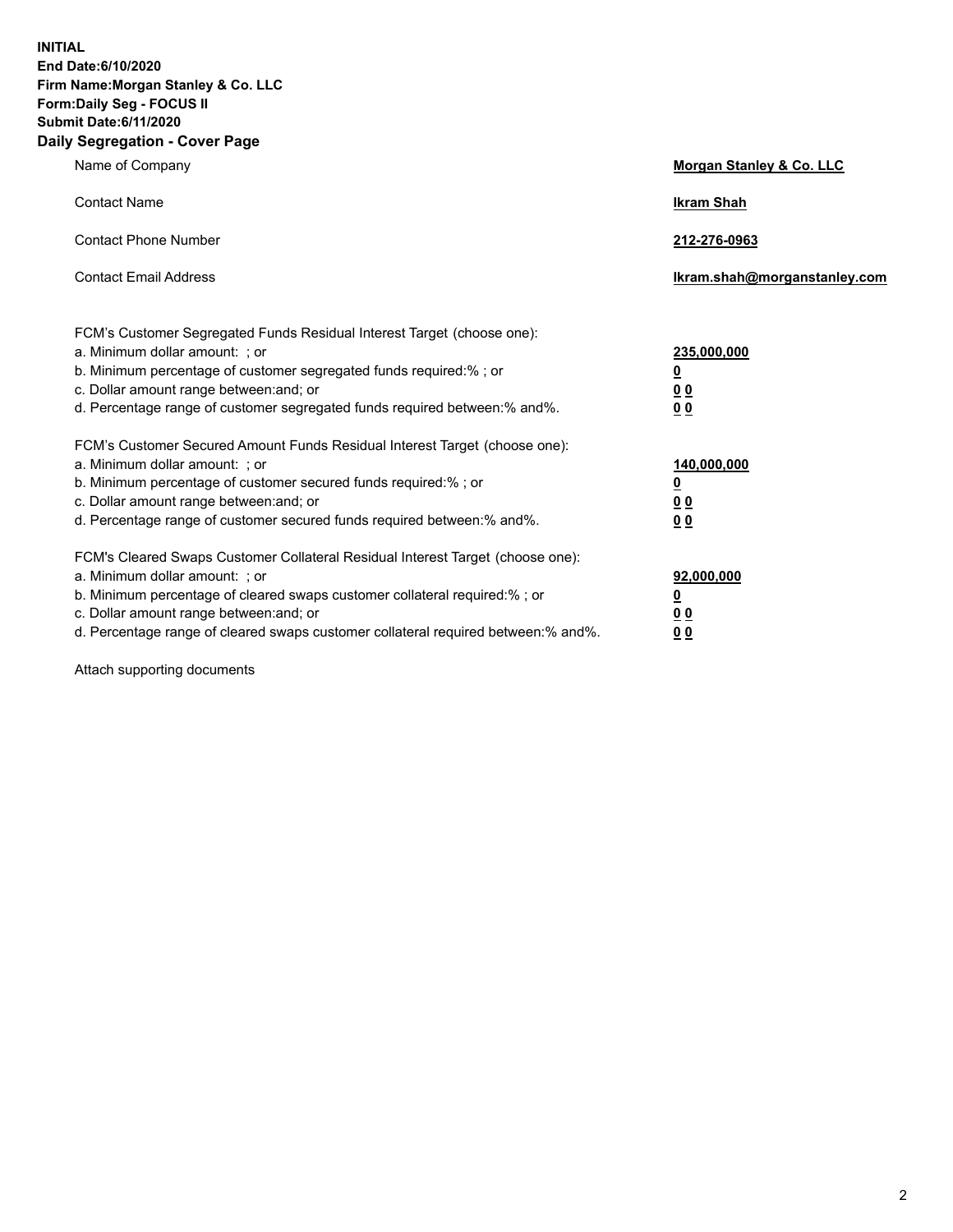**INITIAL**
**End Date:6/10/2020**
**Firm Name:Morgan Stanley & Co. LLC**
**Form:Daily Seg - FOCUS II**
**Submit Date:6/11/2020**

## Daily Segregation - Cover Page

| | |
|---|---|
| Name of Company | **Morgan Stanley & Co. LLC** |
| Contact Name | **Ikram Shah** |
| Contact Phone Number | **212-276-0963** |
| Contact Email Address | **Ikram.shah@morganstanley.com** |

| | |
|---|---|
| FCM's Customer Segregated Funds Residual Interest Target (choose one): | |
| a. Minimum dollar amount: ; or | **235,000,000** |
| b. Minimum percentage of customer segregated funds required:% ; or | **0** |
| c. Dollar amount range between:and; or | **0 0** |
| d. Percentage range of customer segregated funds required between:% and%. | **0 0** |
| FCM's Customer Secured Amount Funds Residual Interest Target (choose one): | |
| a. Minimum dollar amount: ; or | **140,000,000** |
| b. Minimum percentage of customer secured funds required:% ; or | **0** |
| c. Dollar amount range between:and; or | **0 0** |
| d. Percentage range of customer secured funds required between:% and%. | **0 0** |
| FCM's Cleared Swaps Customer Collateral Residual Interest Target (choose one): | |
| a. Minimum dollar amount: ; or | **92,000,000** |
| b. Minimum percentage of cleared swaps customer collateral required:% ; or | **0** |
| c. Dollar amount range between:and; or | **0 0** |
| d. Percentage range of cleared swaps customer collateral required between:% and%. | **0 0** |

Attach supporting documents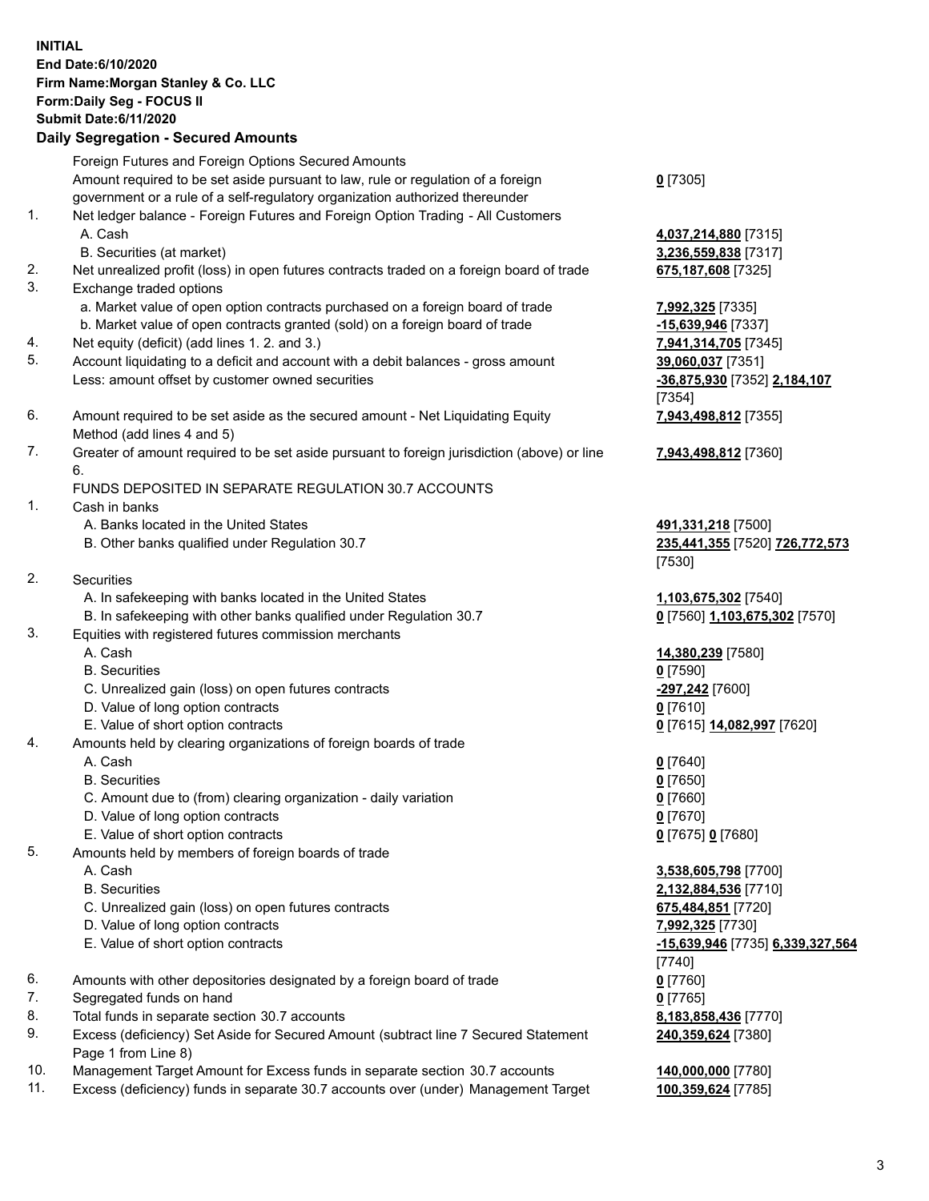**INITIAL**
**End Date:6/10/2020**
**Firm Name:Morgan Stanley & Co. LLC**
**Form:Daily Seg - FOCUS II**
**Submit Date:6/11/2020**

### Daily Segregation - Secured Amounts

| | | |
|---|---|---|
| | Foreign Futures and Foreign Options Secured Amounts | |
| | Amount required to be set aside pursuant to law, rule or regulation of a foreign government or a rule of a self-regulatory organization authorized thereunder | **0** [7305] |
| 1. | Net ledger balance - Foreign Futures and Foreign Option Trading - All Customers | |
| | A. Cash | **4,037,214,880** [7315] |
| | B. Securities (at market) | **3,236,559,838** [7317] |
| 2. | Net unrealized profit (loss) in open futures contracts traded on a foreign board of trade | **675,187,608** [7325] |
| 3. | Exchange traded options | |
| | a. Market value of open option contracts purchased on a foreign board of trade | **7,992,325** [7335] |
| | b. Market value of open contracts granted (sold) on a foreign board of trade | **-15,639,946** [7337] |
| 4. | Net equity (deficit) (add lines 1. 2. and 3.) | **7,941,314,705** [7345] |
| 5. | Account liquidating to a deficit and account with a debit balances - gross amount | **39,060,037** [7351] |
| | Less: amount offset by customer owned securities | **-36,875,930** [7352] **2,184,107** [7354] |
| 6. | Amount required to be set aside as the secured amount - Net Liquidating Equity Method (add lines 4 and 5) | **7,943,498,812** [7355] |
| 7. | Greater of amount required to be set aside pursuant to foreign jurisdiction (above) or line 6. | **7,943,498,812** [7360] |
| | FUNDS DEPOSITED IN SEPARATE REGULATION 30.7 ACCOUNTS | |
| 1. | Cash in banks | |
| | A. Banks located in the United States | **491,331,218** [7500] |
| | B. Other banks qualified under Regulation 30.7 | **235,441,355** [7520] **726,772,573** [7530] |
| 2. | Securities | |
| | A. In safekeeping with banks located in the United States | **1,103,675,302** [7540] |
| | B. In safekeeping with other banks qualified under Regulation 30.7 | **0** [7560] **1,103,675,302** [7570] |
| 3. | Equities with registered futures commission merchants | |
| | A. Cash | **14,380,239** [7580] |
| | B. Securities | **0** [7590] |
| | C. Unrealized gain (loss) on open futures contracts | **-297,242** [7600] |
| | D. Value of long option contracts | **0** [7610] |
| | E. Value of short option contracts | **0** [7615] **14,082,997** [7620] |
| 4. | Amounts held by clearing organizations of foreign boards of trade | |
| | A. Cash | **0** [7640] |
| | B. Securities | **0** [7650] |
| | C. Amount due to (from) clearing organization - daily variation | **0** [7660] |
| | D. Value of long option contracts | **0** [7670] |
| | E. Value of short option contracts | **0** [7675] **0** [7680] |
| 5. | Amounts held by members of foreign boards of trade | |
| | A. Cash | **3,538,605,798** [7700] |
| | B. Securities | **2,132,884,536** [7710] |
| | C. Unrealized gain (loss) on open futures contracts | **675,484,851** [7720] |
| | D. Value of long option contracts | **7,992,325** [7730] |
| | E. Value of short option contracts | **-15,639,946** [7735] **6,339,327,564** [7740] |
| 6. | Amounts with other depositories designated by a foreign board of trade | **0** [7760] |
| 7. | Segregated funds on hand | **0** [7765] |
| 8. | Total funds in separate section 30.7 accounts | **8,183,858,436** [7770] |
| 9. | Excess (deficiency) Set Aside for Secured Amount (subtract line 7 Secured Statement Page 1 from Line 8) | **240,359,624** [7380] |
| 10. | Management Target Amount for Excess funds in separate section 30.7 accounts | **140,000,000** [7780] |
| 11. | Excess (deficiency) funds in separate 30.7 accounts over (under) Management Target | **100,359,624** [7785] |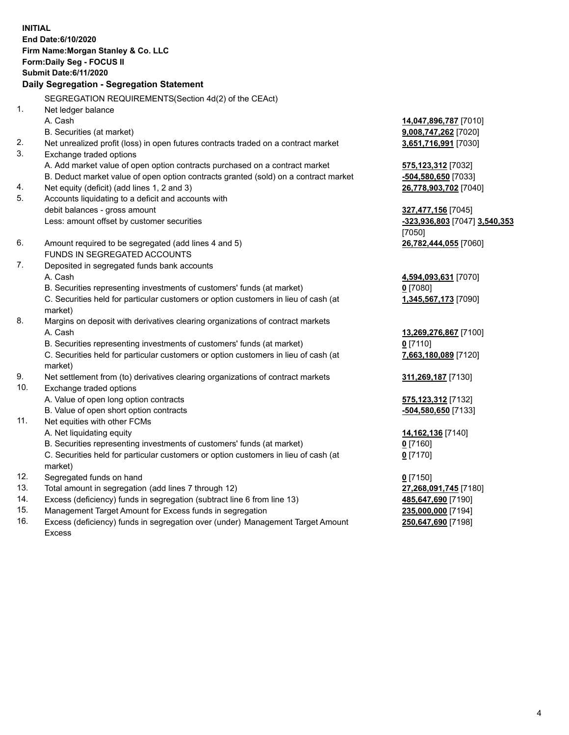**INITIAL**
**End Date:6/10/2020**
**Firm Name:Morgan Stanley & Co. LLC**
**Form:Daily Seg - FOCUS II**
**Submit Date:6/11/2020**

## Daily Segregation - Segregation Statement

SEGREGATION REQUIREMENTS(Section 4d(2) of the CEAct)

| | | |
|---|---|---|
| 1. | Net ledger balance | |
| | A. Cash | **14,047,896,787** [7010] |
| | B. Securities (at market) | **9,008,747,262** [7020] |
| 2. | Net unrealized profit (loss) in open futures contracts traded on a contract market | **3,651,716,991** [7030] |
| 3. | Exchange traded options | |
| | A. Add market value of open option contracts purchased on a contract market | **575,123,312** [7032] |
| | B. Deduct market value of open option contracts granted (sold) on a contract market | **-504,580,650** [7033] |
| 4. | Net equity (deficit) (add lines 1, 2 and 3) | **26,778,903,702** [7040] |
| 5. | Accounts liquidating to a deficit and accounts with | |
| | debit balances - gross amount | **327,477,156** [7045] |
| | Less: amount offset by customer securities | **-323,936,803** [7047] **3,540,353** [7050] |
| 6. | Amount required to be segregated (add lines 4 and 5) | **26,782,444,055** [7060] |
| | FUNDS IN SEGREGATED ACCOUNTS | |
| 7. | Deposited in segregated funds bank accounts | |
| | A. Cash | **4,594,093,631** [7070] |
| | B. Securities representing investments of customers' funds (at market) | **0** [7080] |
| | C. Securities held for particular customers or option customers in lieu of cash (at market) | **1,345,567,173** [7090] |
| 8. | Margins on deposit with derivatives clearing organizations of contract markets | |
| | A. Cash | **13,269,276,867** [7100] |
| | B. Securities representing investments of customers' funds (at market) | **0** [7110] |
| | C. Securities held for particular customers or option customers in lieu of cash (at market) | **7,663,180,089** [7120] |
| 9. | Net settlement from (to) derivatives clearing organizations of contract markets | **311,269,187** [7130] |
| 10. | Exchange traded options | |
| | A. Value of open long option contracts | **575,123,312** [7132] |
| | B. Value of open short option contracts | **-504,580,650** [7133] |
| 11. | Net equities with other FCMs | |
| | A. Net liquidating equity | **14,162,136** [7140] |
| | B. Securities representing investments of customers' funds (at market) | **0** [7160] |
| | C. Securities held for particular customers or option customers in lieu of cash (at market) | **0** [7170] |
| 12. | Segregated funds on hand | **0** [7150] |
| 13. | Total amount in segregation (add lines 7 through 12) | **27,268,091,745** [7180] |
| 14. | Excess (deficiency) funds in segregation (subtract line 6 from line 13) | **485,647,690** [7190] |
| 15. | Management Target Amount for Excess funds in segregation | **235,000,000** [7194] |
| 16. | Excess (deficiency) funds in segregation over (under) Management Target Amount Excess | **250,647,690** [7198] |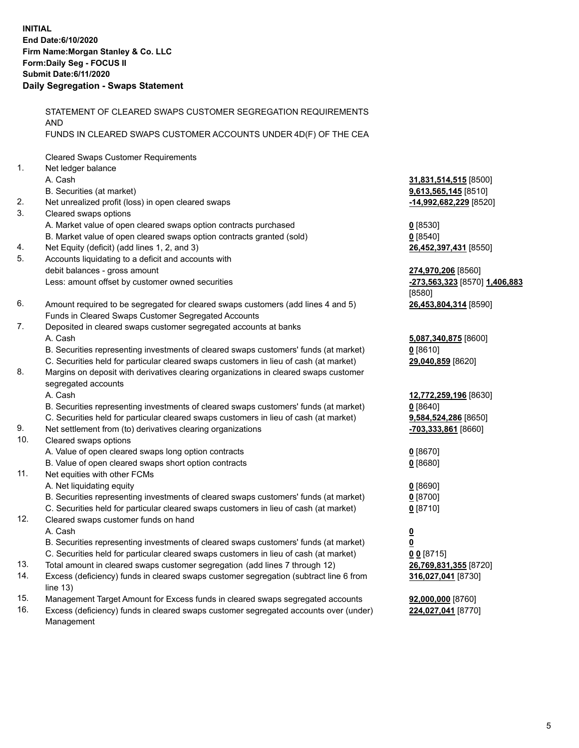**INITIAL**
**End Date:6/10/2020**
**Firm Name:Morgan Stanley & Co. LLC**
**Form:Daily Seg - FOCUS II**
**Submit Date:6/11/2020**
**Daily Segregation - Swaps Statement**

STATEMENT OF CLEARED SWAPS CUSTOMER SEGREGATION REQUIREMENTS AND FUNDS IN CLEARED SWAPS CUSTOMER ACCOUNTS UNDER 4D(F) OF THE CEA

| | | |
|---|---|---|
| | Cleared Swaps Customer Requirements | |
| 1. | Net ledger balance | |
| | A. Cash | **31,831,514,515** [8500] |
| | B. Securities (at market) | **9,613,565,145** [8510] |
| 2. | Net unrealized profit (loss) in open cleared swaps | **-14,992,682,229** [8520] |
| 3. | Cleared swaps options | |
| | A. Market value of open cleared swaps option contracts purchased | **0** [8530] |
| | B. Market value of open cleared swaps option contracts granted (sold) | **0** [8540] |
| 4. | Net Equity (deficit) (add lines 1, 2, and 3) | **26,452,397,431** [8550] |
| 5. | Accounts liquidating to a deficit and accounts with debit balances - gross amount | **274,970,206** [8560] |
| | Less: amount offset by customer owned securities | **-273,563,323** [8570] **1,406,883** [8580] |
| 6. | Amount required to be segregated for cleared swaps customers (add lines 4 and 5) | **26,453,804,314** [8590] |
| | Funds in Cleared Swaps Customer Segregated Accounts | |
| 7. | Deposited in cleared swaps customer segregated accounts at banks | |
| | A. Cash | **5,087,340,875** [8600] |
| | B. Securities representing investments of cleared swaps customers' funds (at market) | **0** [8610] |
| | C. Securities held for particular cleared swaps customers in lieu of cash (at market) | **29,040,859** [8620] |
| 8. | Margins on deposit with derivatives clearing organizations in cleared swaps customer segregated accounts | |
| | A. Cash | **12,772,259,196** [8630] |
| | B. Securities representing investments of cleared swaps customers' funds (at market) | **0** [8640] |
| | C. Securities held for particular cleared swaps customers in lieu of cash (at market) | **9,584,524,286** [8650] |
| 9. | Net settlement from (to) derivatives clearing organizations | **-703,333,861** [8660] |
| 10. | Cleared swaps options | |
| | A. Value of open cleared swaps long option contracts | **0** [8670] |
| | B. Value of open cleared swaps short option contracts | **0** [8680] |
| 11. | Net equities with other FCMs | |
| | A. Net liquidating equity | **0** [8690] |
| | B. Securities representing investments of cleared swaps customers' funds (at market) | **0** [8700] |
| | C. Securities held for particular cleared swaps customers in lieu of cash (at market) | **0** [8710] |
| 12. | Cleared swaps customer funds on hand | |
| | A. Cash | **0** |
| | B. Securities representing investments of cleared swaps customers' funds (at market) | **0** |
| | C. Securities held for particular cleared swaps customers in lieu of cash (at market) | **0** **0** [8715] |
| 13. | Total amount in cleared swaps customer segregation (add lines 7 through 12) | **26,769,831,355** [8720] |
| 14. | Excess (deficiency) funds in cleared swaps customer segregation (subtract line 6 from line 13) | **316,027,041** [8730] |
| 15. | Management Target Amount for Excess funds in cleared swaps segregated accounts | **92,000,000** [8760] |
| 16. | Excess (deficiency) funds in cleared swaps customer segregated accounts over (under) Management | **224,027,041** [8770] |